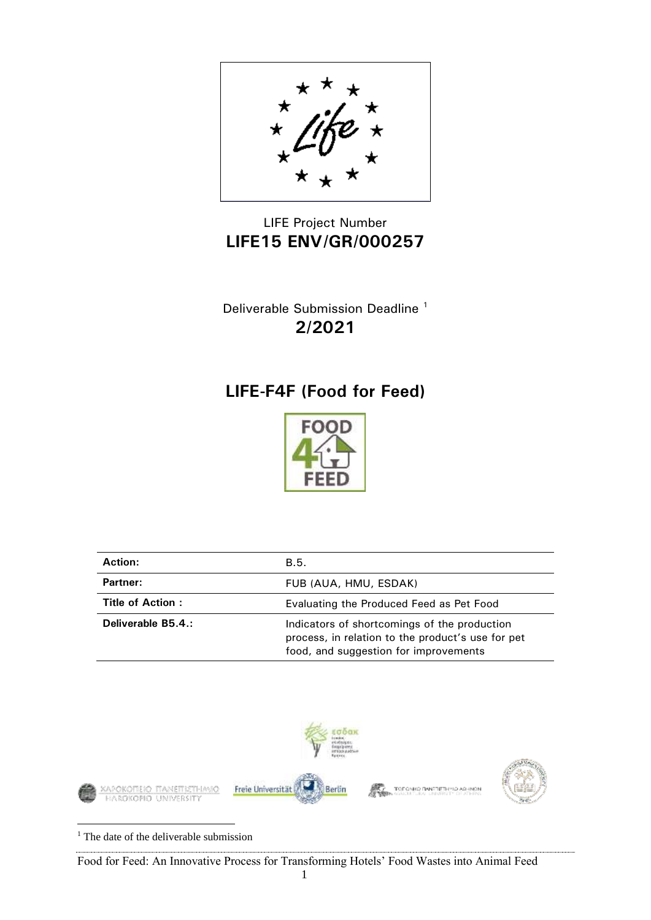LIFE Project Number

**LIFE15 ENV/GR/000257**

Deliverable Submission Deadline [1]

**2/2021**

# LIFE-F4F (Food for Feed)

| **Action:** | B.5. |
|---|---|
| **Partner:** | FUB (AUA, HMU, ESDAK) |
| **Title of Action :** | Evaluating the Produced Feed as Pet Food |
| **Deliverable B5.4.:** | Indicators of shortcomings of the production process, in relation to the product's use for pet food, and suggestion for improvements |

[1] The date of the deliverable submission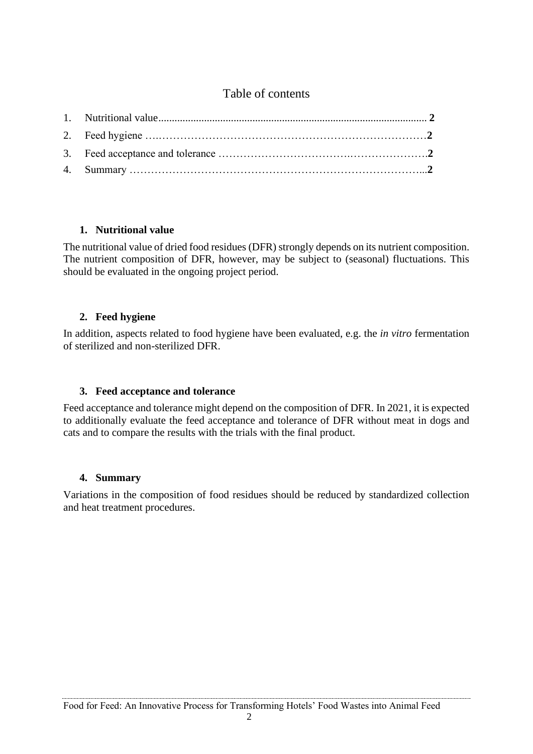# Table of contents

1. Nutritional value .......... **2**
2. Feed hygiene .......... **2**
3. Feed acceptance and tolerance .......... **2**
4. Summary .......... **2**

## 1. Nutritional value

The nutritional value of dried food residues (DFR) strongly depends on its nutrient composition. The nutrient composition of DFR, however, may be subject to (seasonal) fluctuations. This should be evaluated in the ongoing project period.

## 2. Feed hygiene

In addition, aspects related to food hygiene have been evaluated, e.g. the *in vitro* fermentation of sterilized and non-sterilized DFR.

## 3. Feed acceptance and tolerance

Feed acceptance and tolerance might depend on the composition of DFR. In 2021, it is expected to additionally evaluate the feed acceptance and tolerance of DFR without meat in dogs and cats and to compare the results with the trials with the final product.

## 4. Summary

Variations in the composition of food residues should be reduced by standardized collection and heat treatment procedures.